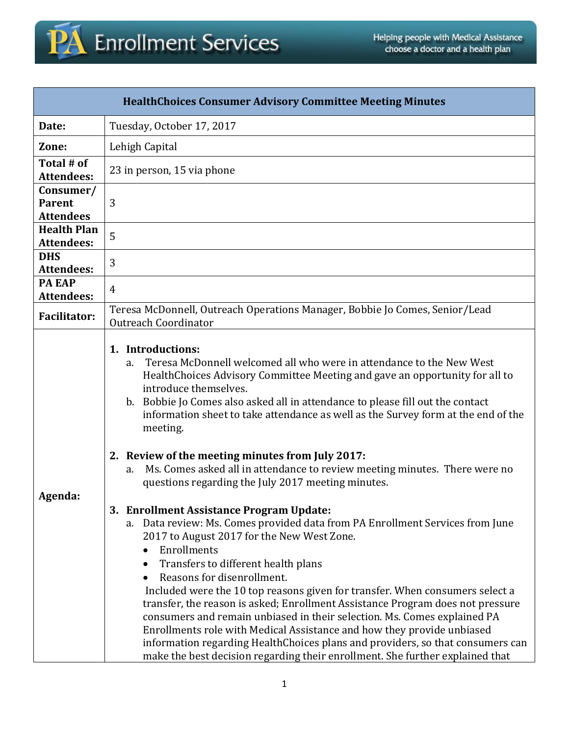PA Enrollment Services

Helping people with Medical Assistance choose a doctor and a health plan

| HealthChoices Consumer Advisory Committee Meeting Minutes | |
|---|---|
| **Date:** | Tuesday, October 17, 2017 |
| **Zone:** | Lehigh Capital |
| **Total # of Attendees:** | 23 in person, 15 via phone |
| **Consumer/ Parent Attendees** | 3 |
| **Health Plan Attendees:** | 5 |
| **DHS Attendees:** | 3 |
| **PA EAP Attendees:** | 4 |
| **Facilitator:** | Teresa McDonnell, Outreach Operations Manager, Bobbie Jo Comes, Senior/Lead Outreach Coordinator |
| **Agenda:** | **1. Introductions:**<br>a. Teresa McDonnell welcomed all who were in attendance to the New West HealthChoices Advisory Committee Meeting and gave an opportunity for all to introduce themselves.<br>b. Bobbie Jo Comes also asked all in attendance to please fill out the contact information sheet to take attendance as well as the Survey form at the end of the meeting.<br><br>**2. Review of the meeting minutes from July 2017:**<br>a. Ms. Comes asked all in attendance to review meeting minutes. There were no questions regarding the July 2017 meeting minutes.<br><br>**3. Enrollment Assistance Program Update:**<br>a. Data review: Ms. Comes provided data from PA Enrollment Services from June 2017 to August 2017 for the New West Zone.<br>• Enrollments<br>• Transfers to different health plans<br>• Reasons for disenrollment.<br>Included were the 10 top reasons given for transfer. When consumers select a transfer, the reason is asked; Enrollment Assistance Program does not pressure consumers and remain unbiased in their selection. Ms. Comes explained PA Enrollments role with Medical Assistance and how they provide unbiased information regarding HealthChoices plans and providers, so that consumers can make the best decision regarding their enrollment. She further explained that |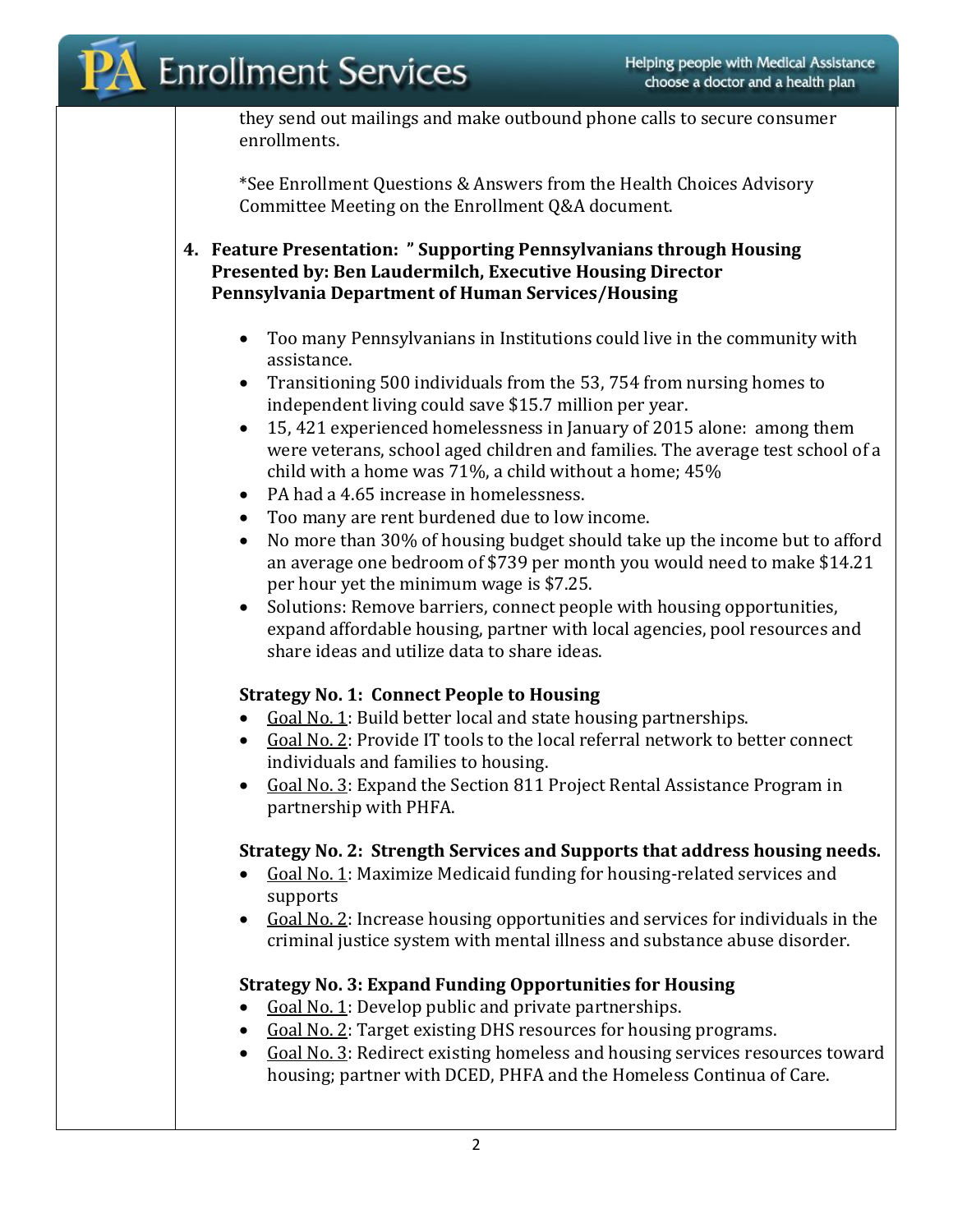they send out mailings and make outbound phone calls to secure consumer enrollments.

*See Enrollment Questions & Answers from the Health Choices Advisory Committee Meeting on the Enrollment Q&A document.

4. **Feature Presentation: " Supporting Pennsylvanians through Housing Presented by: Ben Laudermilch, Executive Housing Director Pennsylvania Department of Human Services/Housing**

   - Too many Pennsylvanians in Institutions could live in the community with assistance.
   - Transitioning 500 individuals from the 53, 754 from nursing homes to independent living could save $15.7 million per year.
   - 15, 421 experienced homelessness in January of 2015 alone: among them were veterans, school aged children and families. The average test school of a child with a home was 71%, a child without a home; 45%
   - PA had a 4.65 increase in homelessness.
   - Too many are rent burdened due to low income.
   - No more than 30% of housing budget should take up the income but to afford an average one bedroom of $739 per month you would need to make $14.21 per hour yet the minimum wage is $7.25.
   - Solutions: Remove barriers, connect people with housing opportunities, expand affordable housing, partner with local agencies, pool resources and share ideas and utilize data to share ideas.

   **Strategy No. 1: Connect People to Housing**
   - Goal No. 1: Build better local and state housing partnerships.
   - Goal No. 2: Provide IT tools to the local referral network to better connect individuals and families to housing.
   - Goal No. 3: Expand the Section 811 Project Rental Assistance Program in partnership with PHFA.

   **Strategy No. 2: Strength Services and Supports that address housing needs.**
   - Goal No. 1: Maximize Medicaid funding for housing-related services and supports
   - Goal No. 2: Increase housing opportunities and services for individuals in the criminal justice system with mental illness and substance abuse disorder.

   **Strategy No. 3: Expand Funding Opportunities for Housing**
   - Goal No. 1: Develop public and private partnerships.
   - Goal No. 2: Target existing DHS resources for housing programs.
   - Goal No. 3: Redirect existing homeless and housing services resources toward housing; partner with DCED, PHFA and the Homeless Continua of Care.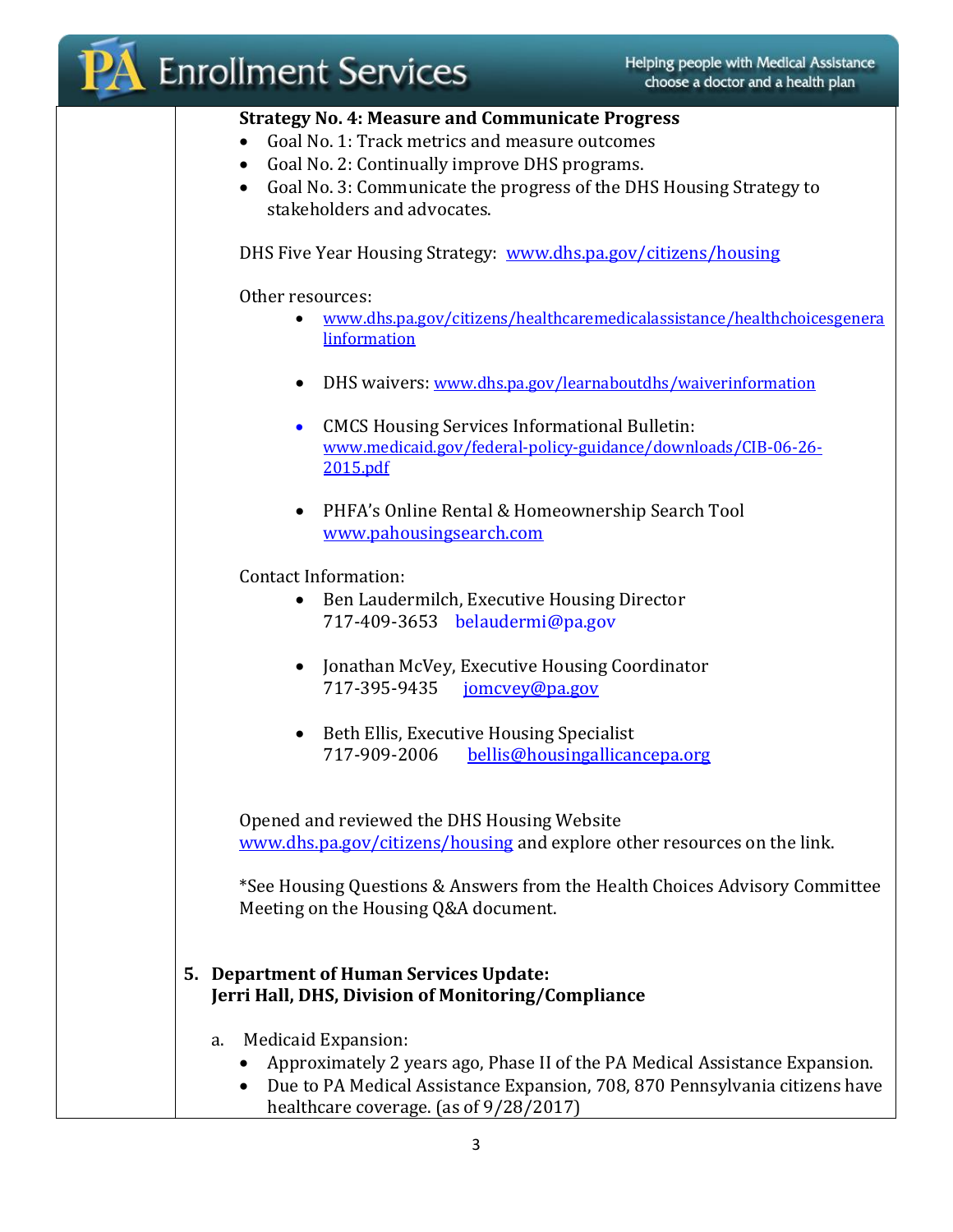**Strategy No. 4: Measure and Communicate Progress**

- Goal No. 1: Track metrics and measure outcomes
- Goal No. 2: Continually improve DHS programs.
- Goal No. 3: Communicate the progress of the DHS Housing Strategy to stakeholders and advocates.

DHS Five Year Housing Strategy: www.dhs.pa.gov/citizens/housing

Other resources:

- www.dhs.pa.gov/citizens/healthcaremedicalassistance/healthchoicesgenera linformation
- DHS waivers: www.dhs.pa.gov/learnaboutdhs/waiverinformation
- CMCS Housing Services Informational Bulletin: www.medicaid.gov/federal-policy-guidance/downloads/CIB-06-26-2015.pdf
- PHFA's Online Rental & Homeownership Search Tool www.pahousingsearch.com

Contact Information:

- Ben Laudermilch, Executive Housing Director
  717-409-3653 belaudermi@pa.gov
- Jonathan McVey, Executive Housing Coordinator
  717-395-9435 jomcvey@pa.gov
- Beth Ellis, Executive Housing Specialist
  717-909-2006 bellis@housingallicancepa.org

Opened and reviewed the DHS Housing Website www.dhs.pa.gov/citizens/housing and explore other resources on the link.

*See Housing Questions & Answers from the Health Choices Advisory Committee Meeting on the Housing Q&A document.

**5. Department of Human Services Update:**
**Jerri Hall, DHS, Division of Monitoring/Compliance**

a. Medicaid Expansion:

- Approximately 2 years ago, Phase II of the PA Medical Assistance Expansion.
- Due to PA Medical Assistance Expansion, 708, 870 Pennsylvania citizens have healthcare coverage. (as of 9/28/2017)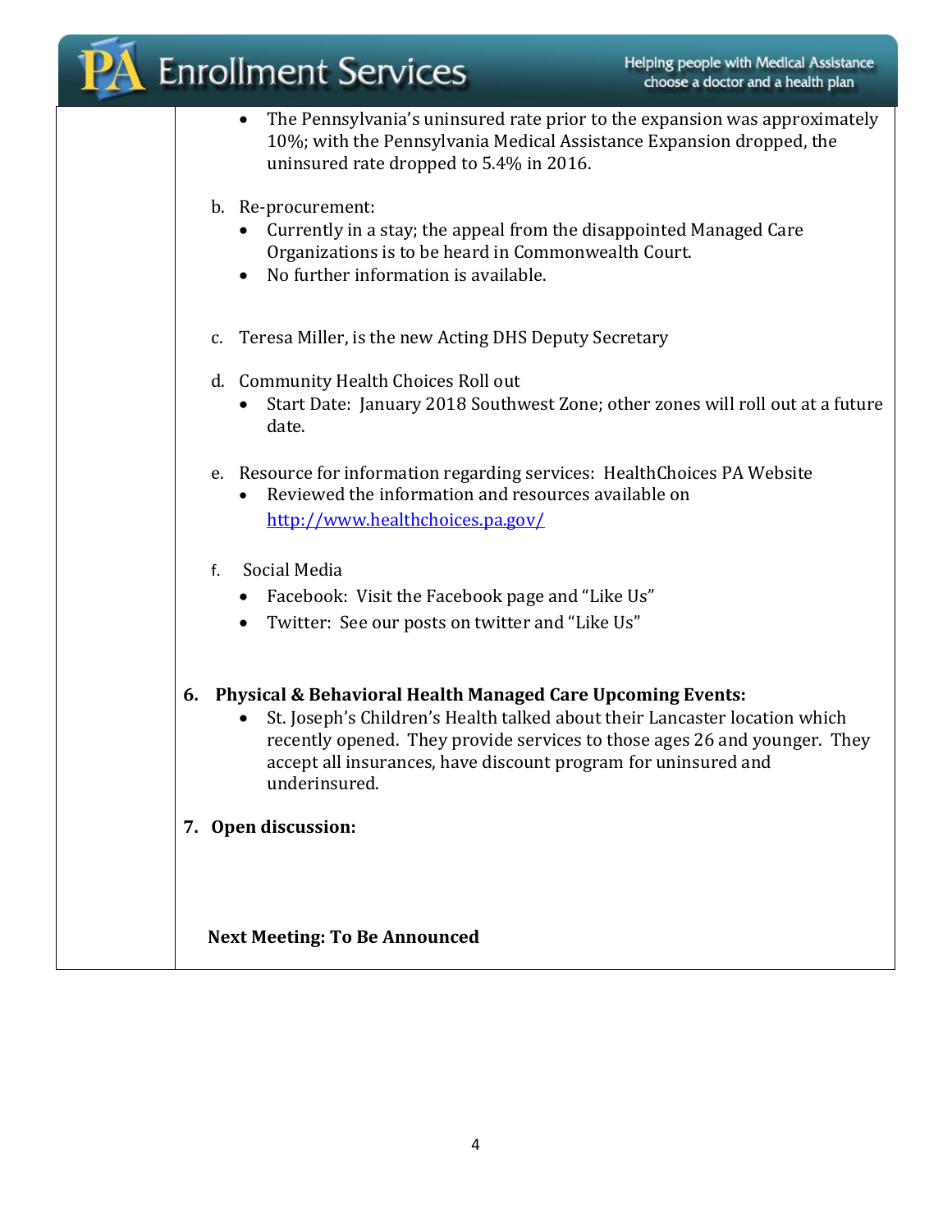- The Pennsylvania's uninsured rate prior to the expansion was approximately 10%; with the Pennsylvania Medical Assistance Expansion dropped, the uninsured rate dropped to 5.4% in 2016.

b. Re-procurement:
   - Currently in a stay; the appeal from the disappointed Managed Care Organizations is to be heard in Commonwealth Court.
   - No further information is available.

c. Teresa Miller, is the new Acting DHS Deputy Secretary

d. Community Health Choices Roll out
   - Start Date: January 2018 Southwest Zone; other zones will roll out at a future date.

e. Resource for information regarding services: HealthChoices PA Website
   - Reviewed the information and resources available on http://www.healthchoices.pa.gov/

f. Social Media
   - Facebook: Visit the Facebook page and "Like Us"
   - Twitter: See our posts on twitter and "Like Us"

**6. Physical & Behavioral Health Managed Care Upcoming Events:**

- St. Joseph's Children's Health talked about their Lancaster location which recently opened. They provide services to those ages 26 and younger. They accept all insurances, have discount program for uninsured and underinsured.

**7. Open discussion:**

**Next Meeting: To Be Announced**